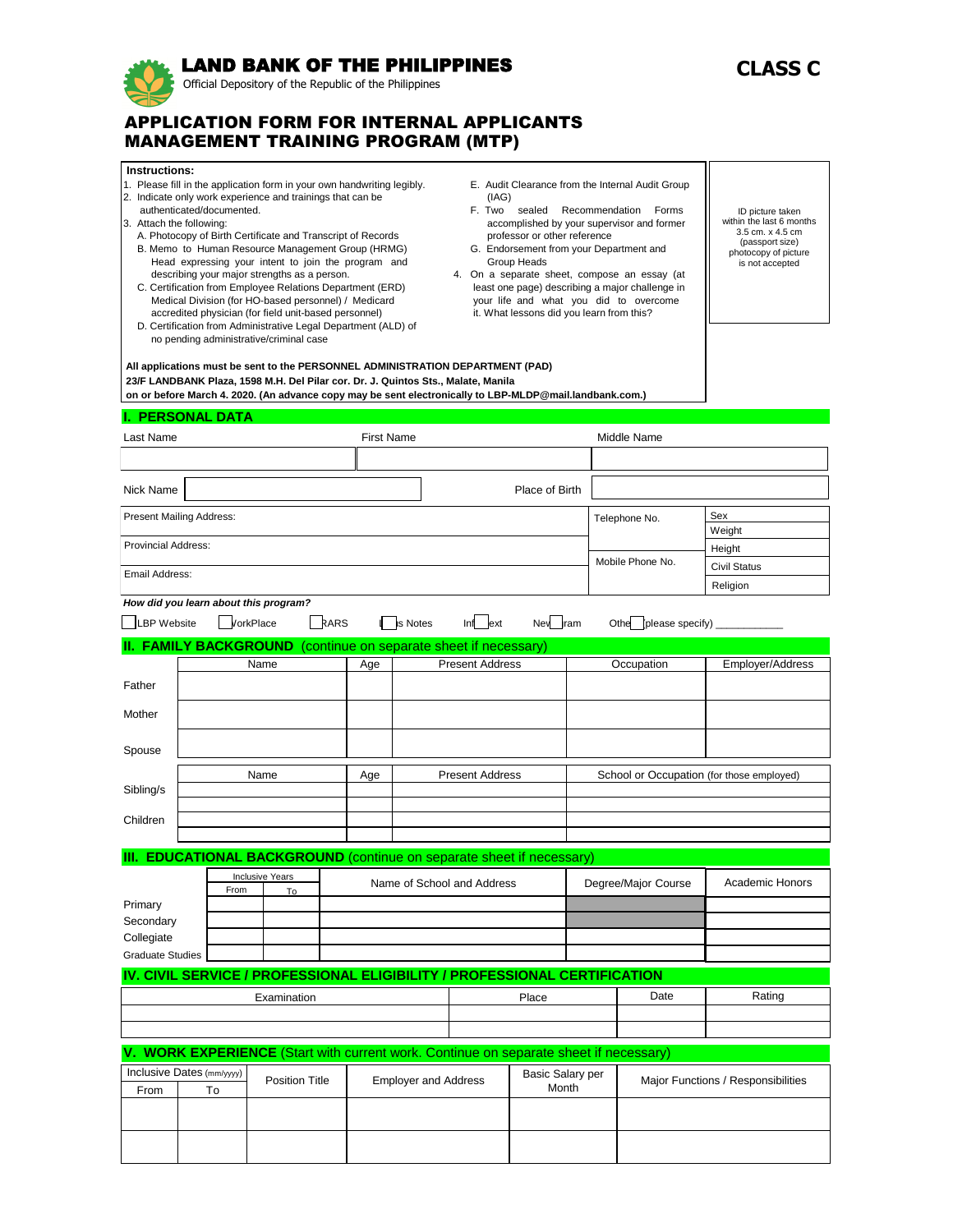**LAND BANK OF THE PHILIPPINES**

Official Depository of the Republic of the Philippines

**CLASS C**

# APPLICATION FORM FOR INTERNAL APPLICANTS MANAGEMENT TRAINING PROGRAM (MTP)

**Instructions:**

1. Please fill in the application form in your own handwriting legibly.
2. Indicate only work experience and trainings that can be authenticated/documented.
3. Attach the following:
   - A. Photocopy of Birth Certificate and Transcript of Records
   - B. Memo to Human Resource Management Group (HRMG) Head expressing your intent to join the program and describing your major strengths as a person.
   - C. Certification from Employee Relations Department (ERD) Medical Division (for HO-based personnel) / Medicard accredited physician (for field unit-based personnel)
   - D. Certification from Administrative Legal Department (ALD) of no pending administrative/criminal case
   - E. Audit Clearance from the Internal Audit Group (IAG)
   - F. Two sealed Recommendation Forms accomplished by your supervisor and former professor or other reference
   - G. Endorsement from your Department and Group Heads
4. On a separate sheet, compose an essay (at least one page) describing a major challenge in your life and what you did to overcome it. What lessons did you learn from this?

ID picture taken within the last 6 months 3.5 cm. x 4.5 cm (passport size) photocopy of picture is not accepted

**All applications must be sent to the PERSONNEL ADMINISTRATION DEPARTMENT (PAD) 23/F LANDBANK Plaza, 1598 M.H. Del Pilar cor. Dr. J. Quintos Sts., Malate, Manila on or before March 4. 2020. (An advance copy may be sent electronically to LBP-MLDP@mail.landbank.com.)**

## I. PERSONAL DATA

| Last Name | First Name | Middle Name |
|---|---|---|
| | | |

| Nick Name | | Place of Birth | |
|---|---|---|---|

| Present Mailing Address: | Telephone No. | Sex |
|---|---|---|
| | | Weight |
| Provincial Address: | | Height |
| Email Address: | Mobile Phone No. | Civil Status |
| | | Religion |

*How did you learn about this program?*

☐ LBP Website ☐ WorkPlace ☐ RARS ☐ Is Notes ☐ Infotext ☐ NewsGram ☐ Others (please specify) ___________

## II. FAMILY BACKGROUND (continue on separate sheet if necessary)

| | Name | Age | Present Address | Occupation | Employer/Address |
|---|---|---|---|---|---|
| Father | | | | | |
| Mother | | | | | |
| Spouse | | | | | |

| | Name | Age | Present Address | School or Occupation (for those employed) |
|---|---|---|---|---|
| Sibling/s | | | | |
| | | | | |
| Children | | | | |
| | | | | |

## III. EDUCATIONAL BACKGROUND (continue on separate sheet if necessary)

| | Inclusive Years | | Name of School and Address | Degree/Major Course | Academic Honors |
|---|---|---|---|---|---|
| | From | To | | | |
| Primary | | | | | |
| Secondary | | | | | |
| Collegiate | | | | | |
| Graduate Studies | | | | | |

## IV. CIVIL SERVICE / PROFESSIONAL ELIGIBILITY / PROFESSIONAL CERTIFICATION

| Examination | Place | Date | Rating |
|---|---|---|---|
| | | | |
| | | | |

## V. WORK EXPERIENCE (Start with current work. Continue on separate sheet if necessary)

| Inclusive Dates (mm/yyyy) | | Position Title | Employer and Address | Basic Salary per Month | Major Functions / Responsibilities |
|---|---|---|---|---|---|
| From | To | | | | |
| | | | | | |
| | | | | | |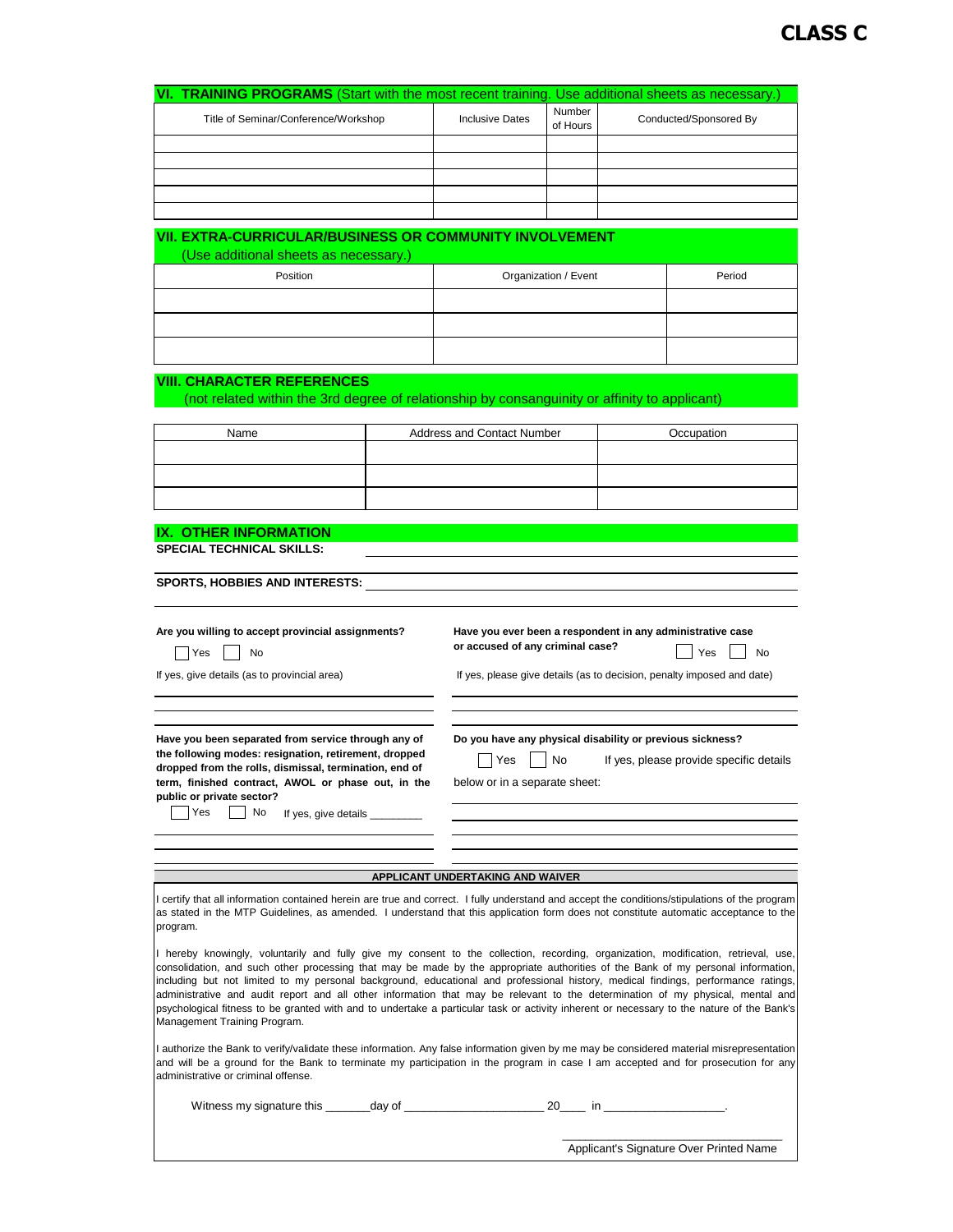**CLASS C**

## VI. TRAINING PROGRAMS (Start with the most recent training. Use additional sheets as necessary.)

| Title of Seminar/Conference/Workshop | Inclusive Dates | Number of Hours | Conducted/Sponsored By |
|---|---|---|---|
| | | | |
| | | | |
| | | | |
| | | | |
| | | | |

## VII. EXTRA-CURRICULAR/BUSINESS OR COMMUNITY INVOLVEMENT

(Use additional sheets as necessary.)

| Position | Organization / Event | Period |
|---|---|---|
| | | |
| | | |
| | | |

## VIII. CHARACTER REFERENCES

(not related within the 3rd degree of relationship by consanguinity or affinity to applicant)

| Name | Address and Contact Number | Occupation |
|---|---|---|
| | | |
| | | |
| | | |

## IX. OTHER INFORMATION

**SPECIAL TECHNICAL SKILLS:** ____________________

**SPORTS, HOBBIES AND INTERESTS:** ____________________

**Are you willing to accept provincial assignments?**

☐ Yes ☐ No

If yes, give details (as to provincial area)

____________________

**Have you ever been a respondent in any administrative case or accused of any criminal case?** ☐ Yes ☐ No

If yes, please give details (as to decision, penalty imposed and date)

____________________

**Have you been separated from service through any of the following modes: resignation, retirement, dropped dropped from the rolls, dismissal, termination, end of term, finished contract, AWOL or phase out, in the public or private sector?**

☐ Yes ☐ No If yes, give details ________

____________________

**Do you have any physical disability or previous sickness?**

☐ Yes ☐ No If yes, please provide specific details below or in a separate sheet:

____________________

### APPLICANT UNDERTAKING AND WAIVER

I certify that all information contained herein are true and correct. I fully understand and accept the conditions/stipulations of the program as stated in the MTP Guidelines, as amended. I understand that this application form does not constitute automatic acceptance to the program.

I hereby knowingly, voluntarily and fully give my consent to the collection, recording, organization, modification, retrieval, use, consolidation, and such other processing that may be made by the appropriate authorities of the Bank of my personal information, including but not limited to my personal background, educational and professional history, medical findings, performance ratings, administrative and audit report and all other information that may be relevant to the determination of my physical, mental and psychological fitness to be granted with and to undertake a particular task or activity inherent or necessary to the nature of the Bank's Management Training Program.

I authorize the Bank to verify/validate these information. Any false information given by me may be considered material misrepresentation and will be a ground for the Bank to terminate my participation in the program in case I am accepted and for prosecution for any administrative or criminal offense.

Witness my signature this _______day of _____________________ 20____ in __________________.

___________________________________

Applicant's Signature Over Printed Name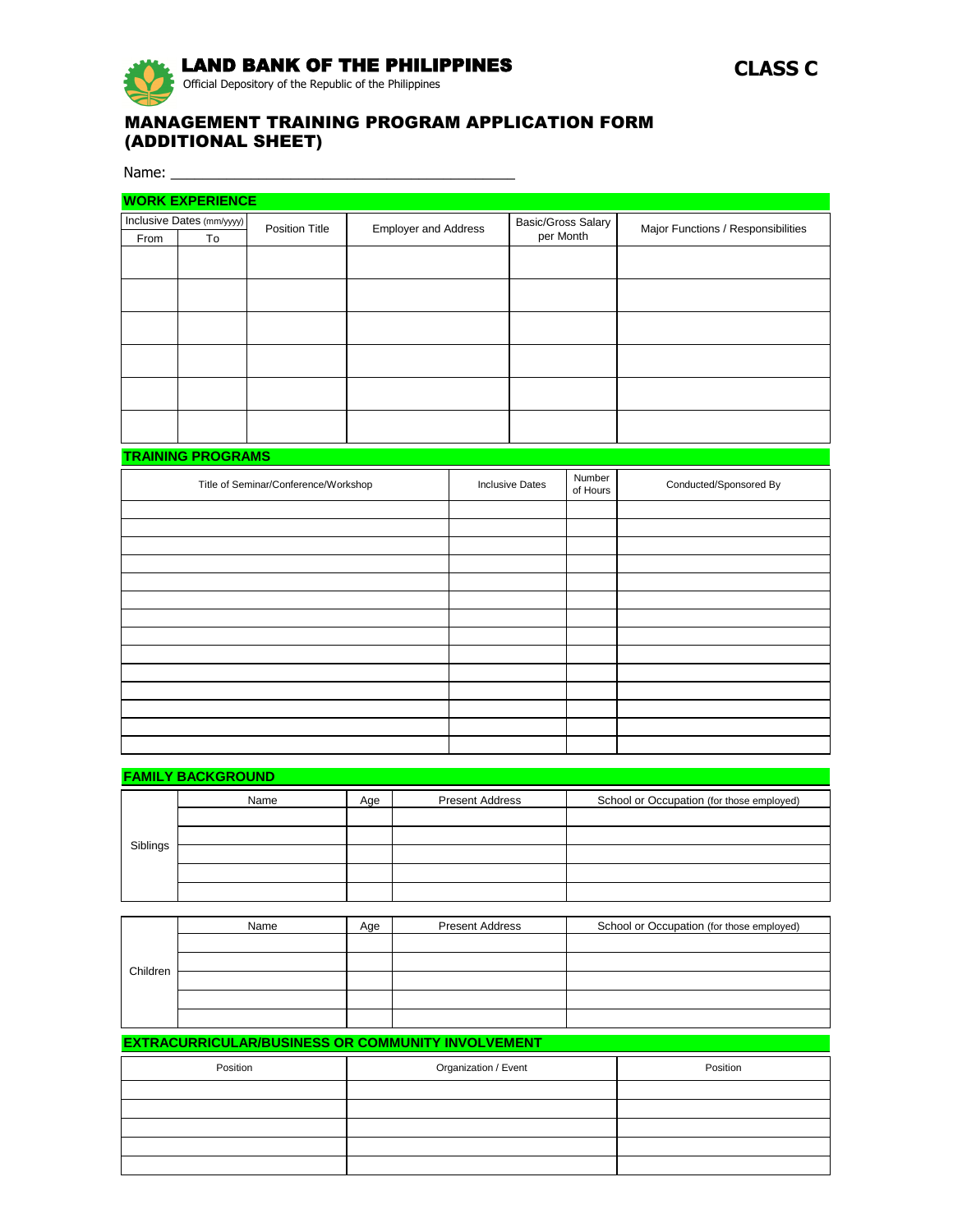**LAND BANK OF THE PHILIPPINES**
Official Depository of the Republic of the Philippines

**CLASS C**

# MANAGEMENT TRAINING PROGRAM APPLICATION FORM (ADDITIONAL SHEET)

Name: ___________________________________________

## WORK EXPERIENCE

| Inclusive Dates (mm/yyyy) | | Position Title | Employer and Address | Basic/Gross Salary per Month | Major Functions / Responsibilities |
|---|---|---|---|---|---|
| From | To | | | | |
| | | | | | |
| | | | | | |
| | | | | | |
| | | | | | |
| | | | | | |
| | | | | | |

## TRAINING PROGRAMS

| Title of Seminar/Conference/Workshop | Inclusive Dates | Number of Hours | Conducted/Sponsored By |
|---|---|---|---|
| | | | |
| | | | |
| | | | |
| | | | |
| | | | |
| | | | |
| | | | |
| | | | |
| | | | |
| | | | |
| | | | |
| | | | |
| | | | |
| | | | |

## FAMILY BACKGROUND

| | Name | Age | Present Address | School or Occupation (for those employed) |
|---|---|---|---|---|
| Siblings | | | | |
| | | | | |
| | | | | |
| | | | | |
| | | | | |

| | Name | Age | Present Address | School or Occupation (for those employed) |
|---|---|---|---|---|
| Children | | | | |
| | | | | |
| | | | | |
| | | | | |
| | | | | |

## EXTRACURRICULAR/BUSINESS OR COMMUNITY INVOLVEMENT

| Position | Organization / Event | Position |
|---|---|---|
| | | |
| | | |
| | | |
| | | |
| | | |